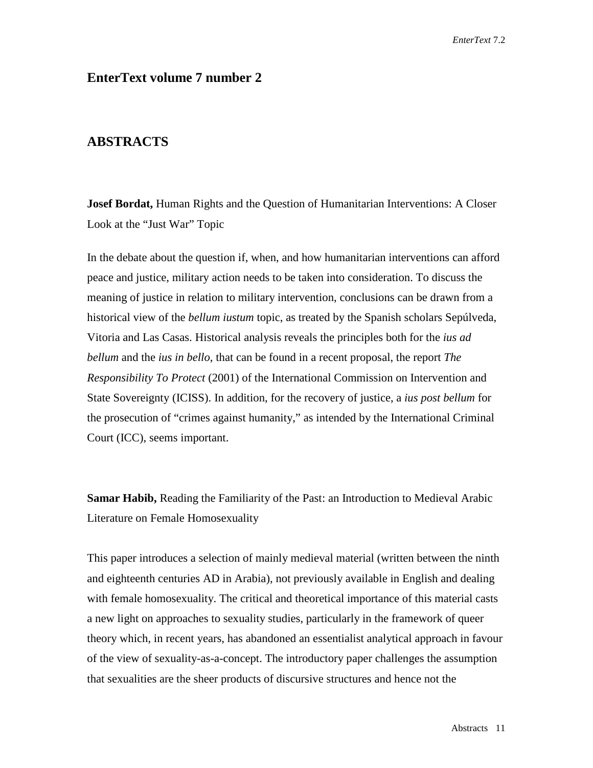## EnterText volume 7 number 2

## ABSTRACTS

**Josef Bordat,** Human Rights and the Question of Humanitarian Interventions: A Closer Look at the "Just War" Topic

In the debate about the question if, when, and how humanitarian interventions can afford peace and justice, military action needs to be taken into consideration. To discuss the meaning of justice in relation to military intervention, conclusions can be drawn from a historical view of the *bellum iustum* topic, as treated by the Spanish scholars Sepúlveda, Vitoria and Las Casas. Historical analysis reveals the principles both for the *ius ad bellum* and the *ius in bello*, that can be found in a recent proposal, the report *The Responsibility To Protect* (2001) of the International Commission on Intervention and State Sovereignty (ICISS). In addition, for the recovery of justice, a *ius post bellum* for the prosecution of "crimes against humanity," as intended by the International Criminal Court (ICC), seems important.

**Samar Habib,** Reading the Familiarity of the Past: an Introduction to Medieval Arabic Literature on Female Homosexuality

This paper introduces a selection of mainly medieval material (written between the ninth and eighteenth centuries AD in Arabia), not previously available in English and dealing with female homosexuality. The critical and theoretical importance of this material casts a new light on approaches to sexuality studies, particularly in the framework of queer theory which, in recent years, has abandoned an essentialist analytical approach in favour of the view of sexuality-as-a-concept. The introductory paper challenges the assumption that sexualities are the sheer products of discursive structures and hence not the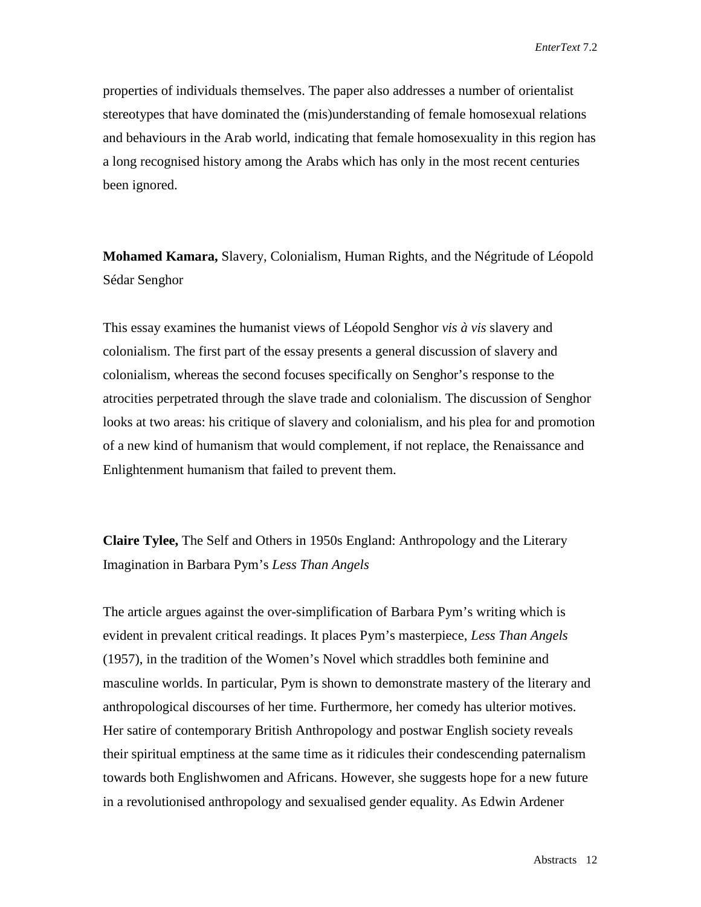properties of individuals themselves. The paper also addresses a number of orientalist stereotypes that have dominated the (mis)understanding of female homosexual relations and behaviours in the Arab world, indicating that female homosexuality in this region has a long recognised history among the Arabs which has only in the most recent centuries been ignored.

**Mohamed Kamara,** Slavery, Colonialism, Human Rights, and the Négritude of Léopold Sédar Senghor

This essay examines the humanist views of Léopold Senghor *vis à vis* slavery and colonialism. The first part of the essay presents a general discussion of slavery and colonialism, whereas the second focuses specifically on Senghor's response to the atrocities perpetrated through the slave trade and colonialism. The discussion of Senghor looks at two areas: his critique of slavery and colonialism, and his plea for and promotion of a new kind of humanism that would complement, if not replace, the Renaissance and Enlightenment humanism that failed to prevent them.

**Claire Tylee,** The Self and Others in 1950s England: Anthropology and the Literary Imagination in Barbara Pym's *Less Than Angels*

The article argues against the over-simplification of Barbara Pym's writing which is evident in prevalent critical readings. It places Pym's masterpiece, *Less Than Angels* (1957), in the tradition of the Women's Novel which straddles both feminine and masculine worlds. In particular, Pym is shown to demonstrate mastery of the literary and anthropological discourses of her time. Furthermore, her comedy has ulterior motives. Her satire of contemporary British Anthropology and postwar English society reveals their spiritual emptiness at the same time as it ridicules their condescending paternalism towards both Englishwomen and Africans. However, she suggests hope for a new future in a revolutionised anthropology and sexualised gender equality. As Edwin Ardener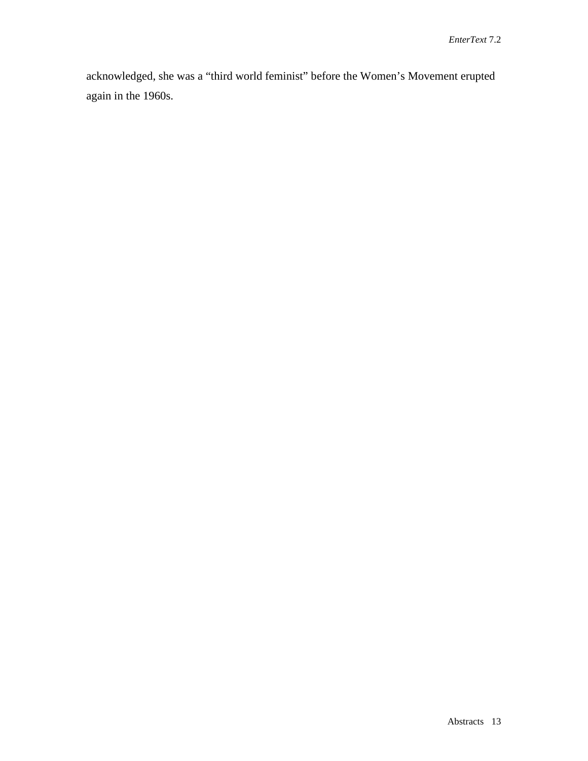acknowledged, she was a “third world feminist” before the Women’s Movement erupted again in the 1960s.